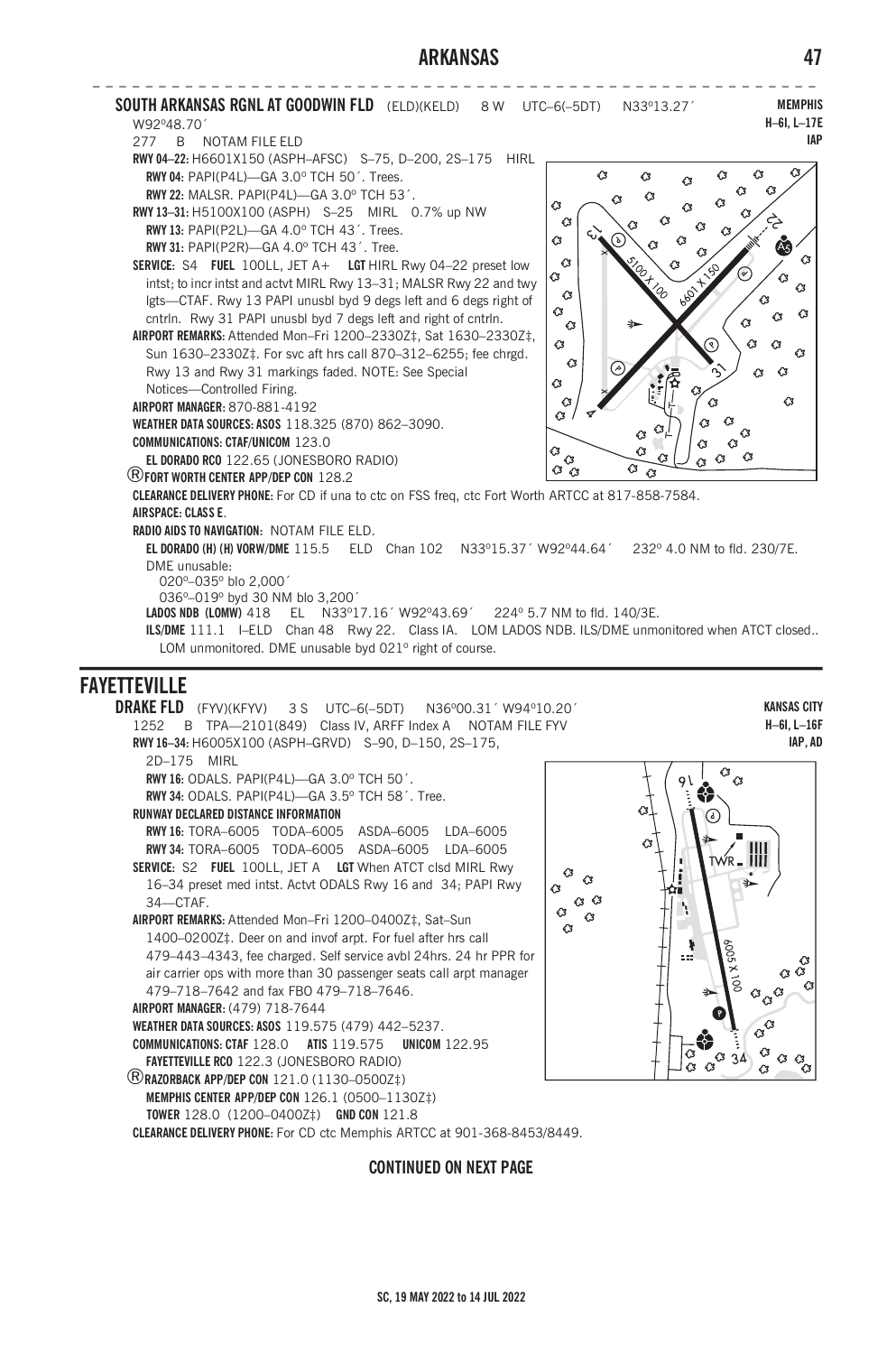## SOUTH ARKANSAS RGNL AT GOODWIN FLD (ELD)(KELD) 8 W UTC–6(–5DT) N33°13.27´ W92°48.70´

**MEMPHIS**
**H–6I, L–17E**
**IAP**

277 B NOTAM FILE ELD

**RWY 04–22:** H6601X150 (ASPH–AFSC) S–75, D–200, 2S–175 HIRL

**RWY 04:** PAPI(P4L)—GA 3.0° TCH 50´. Trees.

**RWY 22:** MALSR. PAPI(P4L)—GA 3.0° TCH 53´.

**RWY 13–31:** H5100X100 (ASPH) S–25 MIRL 0.7% up NW

**RWY 13:** PAPI(P2L)—GA 4.0° TCH 43´. Trees.

**RWY 31:** PAPI(P2R)—GA 4.0° TCH 43´. Tree.

**SERVICE:** S4 **FUEL** 100LL, JET A+ **LGT** HIRL Rwy 04–22 preset low intst; to incr intst and actvt MIRL Rwy 13–31; MALSR Rwy 22 and twy lgts—CTAF. Rwy 13 PAPI unusbl byd 9 degs left and 6 degs right of cntrln. Rwy 31 PAPI unusbl byd 7 degs left and right of cntrln.

**AIRPORT REMARKS:** Attended Mon–Fri 1200–2330Z‡, Sat 1630–2330Z‡, Sun 1630–2330Z‡. For svc aft hrs call 870–312–6255; fee chrgd. Rwy 13 and Rwy 31 markings faded. NOTE: See Special Notices—Controlled Firing.

**AIRPORT MANAGER:** 870-881-4192

**WEATHER DATA SOURCES: ASOS** 118.325 (870) 862–3090.

**COMMUNICATIONS: CTAF/UNICOM** 123.0

**EL DORADO RCO** 122.65 (JONESBORO RADIO)

®**FORT WORTH CENTER APP/DEP CON** 128.2

**CLEARANCE DELIVERY PHONE:** For CD if una to ctc on FSS freq, ctc Fort Worth ARTCC at 817-858-7584.

**AIRSPACE: CLASS E**.

**RADIO AIDS TO NAVIGATION:** NOTAM FILE ELD.

**EL DORADO (H) (H) VORW/DME** 115.5 ELD Chan 102 N33°15.37´ W92°44.64´ 232° 4.0 NM to fld. 230/7E.

DME unusable:

020°–035° blo 2,000´

036°–019° byd 30 NM blo 3,200´

**LADOS NDB (LOMW)** 418 EL N33°17.16´ W92°43.69´ 224° 5.7 NM to fld. 140/3E.

**ILS/DME** 111.1 I–ELD Chan 48 Rwy 22. Class IA. LOM LADOS NDB. ILS/DME unmonitored when ATCT closed.. LOM unmonitored. DME unusable byd 021° right of course.

# FAYETTEVILLE

## DRAKE FLD (FYV)(KFYV) 3 S UTC–6(–5DT) N36°00.31´ W94°10.20´

**KANSAS CITY**
**H–6I, L–16F**
**IAP, AD**

1252 B TPA—2101(849) Class IV, ARFF Index A NOTAM FILE FYV

**RWY 16–34:** H6005X100 (ASPH–GRVD) S–90, D–150, 2S–175, 2D–175 MIRL

**RWY 16:** ODALS. PAPI(P4L)—GA 3.0° TCH 50´.

**RWY 34:** ODALS. PAPI(P4L)—GA 3.5° TCH 58´. Tree.

**RUNWAY DECLARED DISTANCE INFORMATION**

**RWY 16:** TORA–6005 TODA–6005 ASDA–6005 LDA–6005

**RWY 34:** TORA–6005 TODA–6005 ASDA–6005 LDA–6005

**SERVICE:** S2 **FUEL** 100LL, JET A **LGT** When ATCT clsd MIRL Rwy 16–34 preset med intst. Actvt ODALS Rwy 16 and 34; PAPI Rwy 34—CTAF.

**AIRPORT REMARKS:** Attended Mon–Fri 1200–0400Z‡, Sat–Sun 1400–0200Z‡. Deer on and invof arpt. For fuel after hrs call 479–443–4343, fee charged. Self service avbl 24hrs. 24 hr PPR for air carrier ops with more than 30 passenger seats call arpt manager 479–718–7642 and fax FBO 479–718–7646.

**AIRPORT MANAGER:** (479) 718-7644

**WEATHER DATA SOURCES: ASOS** 119.575 (479) 442–5237.

**COMMUNICATIONS: CTAF** 128.0 **ATIS** 119.575 **UNICOM** 122.95

**FAYETTEVILLE RCO** 122.3 (JONESBORO RADIO)

®**RAZORBACK APP/DEP CON** 121.0 (1130–0500Z‡)

**MEMPHIS CENTER APP/DEP CON** 126.1 (0500–1130Z‡)

**TOWER** 128.0 (1200–0400Z‡) **GND CON** 121.8

**CLEARANCE DELIVERY PHONE:** For CD ctc Memphis ARTCC at 901-368-8453/8449.

**CONTINUED ON NEXT PAGE**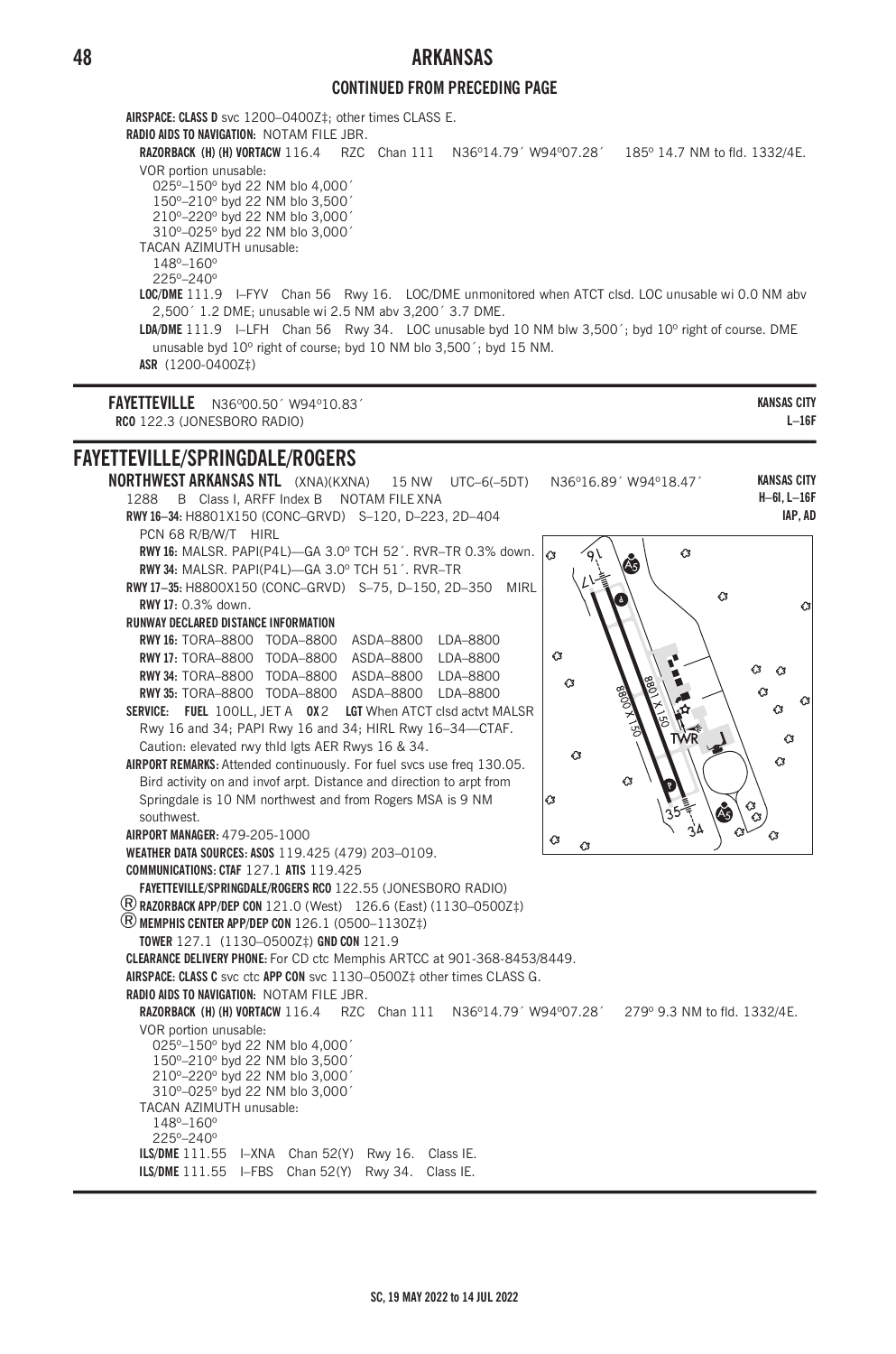## ARKANSAS

### CONTINUED FROM PRECEDING PAGE

**AIRSPACE: CLASS D** svc 1200–0400Z‡; other times CLASS E.
**RADIO AIDS TO NAVIGATION:** NOTAM FILE JBR.
**RAZORBACK (H) (H) VORTACW** 116.4 RZC Chan 111 N36°14.79´ W94°07.28´ 185° 14.7 NM to fld. 1332/4E.
VOR portion unusable:
025°–150° byd 22 NM blo 4,000´
150°–210° byd 22 NM blo 3,500´
210°–220° byd 22 NM blo 3,000´
310°–025° byd 22 NM blo 3,000´
TACAN AZIMUTH unusable:
148°–160°
225°–240°
**LOC/DME** 111.9 I–FYV Chan 56 Rwy 16. LOC/DME unmonitored when ATCT clsd. LOC unusable wi 0.0 NM abv 2,500´ 1.2 DME; unusable wi 2.5 NM abv 3,200´ 3.7 DME.
**LDA/DME** 111.9 I–LFH Chan 56 Rwy 34. LOC unusable byd 10 NM blw 3,500´; byd 10° right of course. DME unusable byd 10° right of course; byd 10 NM blo 3,500´; byd 15 NM.
**ASR** (1200-0400Z‡)

---

**FAYETTEVILLE** N36°00.50´ W94°10.83´ **KANSAS CITY L–16F**
**RCO** 122.3 (JONESBORO RADIO)

---

## FAYETTEVILLE/SPRINGDALE/ROGERS

**NORTHWEST ARKANSAS NTL** (XNA)(KXNA) 15 NW UTC–6(–5DT) N36°16.89´ W94°18.47´ **KANSAS CITY H–6I, L–16F IAP, AD**
1288 B Class I, ARFF Index B NOTAM FILE XNA
**RWY 16–34:** H8801X150 (CONC–GRVD) S–120, D–223, 2D–404 PCN 68 R/B/W/T HIRL
**RWY 16:** MALSR. PAPI(P4L)—GA 3.0° TCH 52´. RVR–TR 0.3% down.
**RWY 34:** MALSR. PAPI(P4L)—GA 3.0° TCH 51´. RVR–TR
**RWY 17–35:** H8800X150 (CONC–GRVD) S–75, D–150, 2D–350 MIRL
**RWY 17:** 0.3% down.
**RUNWAY DECLARED DISTANCE INFORMATION**
**RWY 16:** TORA–8800 TODA–8800 ASDA–8800 LDA–8800
**RWY 17:** TORA–8800 TODA–8800 ASDA–8800 LDA–8800
**RWY 34:** TORA–8800 TODA–8800 ASDA–8800 LDA–8800
**RWY 35:** TORA–8800 TODA–8800 ASDA–8800 LDA–8800
**SERVICE: FUEL** 100LL, JET A **OX** 2 **LGT** When ATCT clsd actvt MALSR Rwy 16 and 34; PAPI Rwy 16 and 34; HIRL Rwy 16–34—CTAF. Caution: elevated rwy thld lgts AER Rwys 16 & 34.
**AIRPORT REMARKS:** Attended continuously. For fuel svcs use freq 130.05. Bird activity on and invof arpt. Distance and direction to arpt from Springdale is 10 NM northwest and from Rogers MSA is 9 NM southwest.
**AIRPORT MANAGER:** 479-205-1000
**WEATHER DATA SOURCES: ASOS** 119.425 (479) 203–0109.
**COMMUNICATIONS: CTAF** 127.1 **ATIS** 119.425
**FAYETTEVILLE/SPRINGDALE/ROGERS RCO** 122.55 (JONESBORO RADIO)
Ⓡ **RAZORBACK APP/DEP CON** 121.0 (West) 126.6 (East) (1130–0500Z‡)
Ⓡ **MEMPHIS CENTER APP/DEP CON** 126.1 (0500–1130Z‡)
**TOWER** 127.1 (1130–0500Z‡) **GND CON** 121.9
**CLEARANCE DELIVERY PHONE:** For CD ctc Memphis ARTCC at 901-368-8453/8449.
**AIRSPACE: CLASS C** svc ctc **APP CON** svc 1130–0500Z‡ other times CLASS G.
**RADIO AIDS TO NAVIGATION:** NOTAM FILE JBR.
**RAZORBACK (H) (H) VORTACW** 116.4 RZC Chan 111 N36°14.79´ W94°07.28´ 279° 9.3 NM to fld. 1332/4E.
VOR portion unusable:
025°–150° byd 22 NM blo 4,000´
150°–210° byd 22 NM blo 3,500´
210°–220° byd 22 NM blo 3,000´
310°–025° byd 22 NM blo 3,000´
TACAN AZIMUTH unusable:
148°–160°
225°–240°
**ILS/DME** 111.55 I–XNA Chan 52(Y) Rwy 16. Class IE.
**ILS/DME** 111.55 I–FBS Chan 52(Y) Rwy 34. Class IE.

16
17
8800 X 150
8801 X 150
TWR
35
34

SC, 19 MAY 2022 to 14 JUL 2022